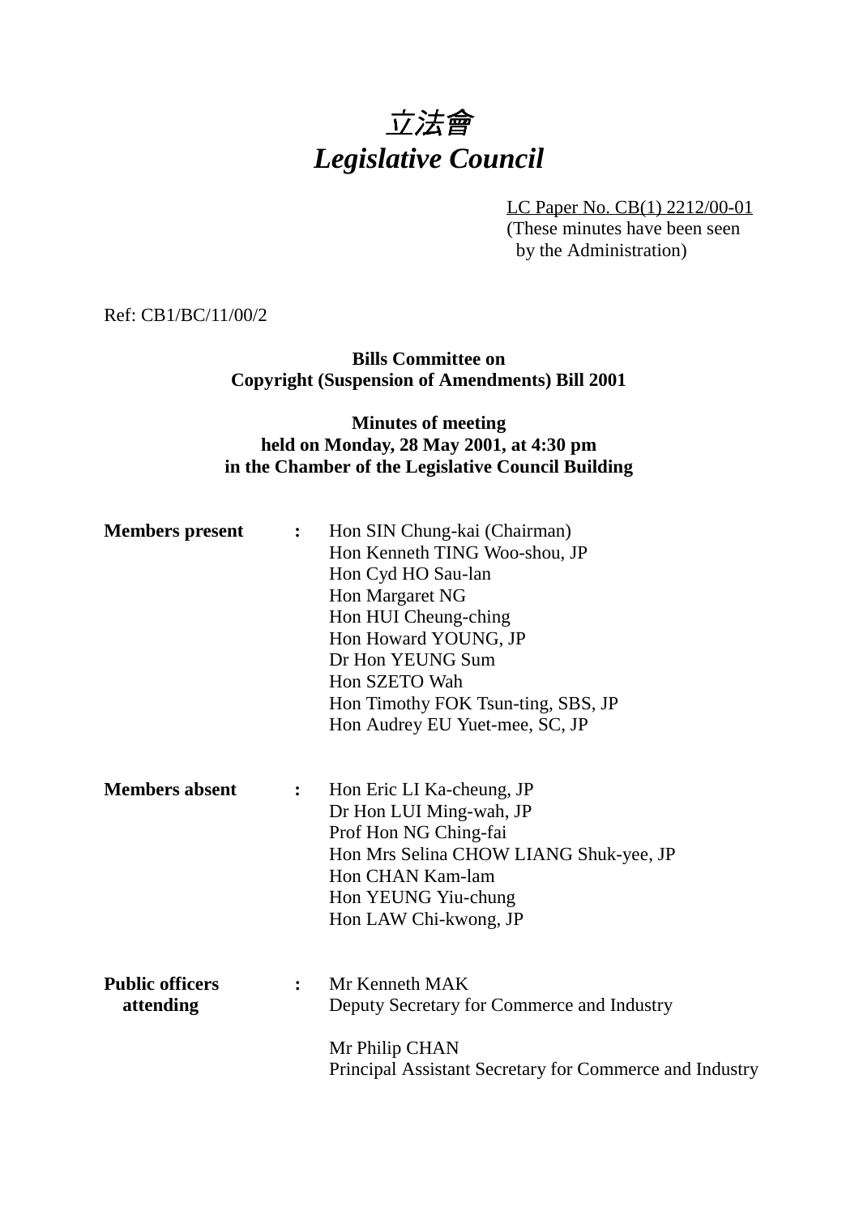# *立法會*
# *Legislative Council*

LC Paper No. CB(1) 2212/00-01
(These minutes have been seen by the Administration)

Ref: CB1/BC/11/00/2

**Bills Committee on**
**Copyright (Suspension of Amendments) Bill 2001**

**Minutes of meeting**
**held on Monday, 28 May 2001, at 4:30 pm**
**in the Chamber of the Legislative Council Building**

**Members present** : Hon SIN Chung-kai (Chairman)
Hon Kenneth TING Woo-shou, JP
Hon Cyd HO Sau-lan
Hon Margaret NG
Hon HUI Cheung-ching
Hon Howard YOUNG, JP
Dr Hon YEUNG Sum
Hon SZETO Wah
Hon Timothy FOK Tsun-ting, SBS, JP
Hon Audrey EU Yuet-mee, SC, JP

**Members absent** : Hon Eric LI Ka-cheung, JP
Dr Hon LUI Ming-wah, JP
Prof Hon NG Ching-fai
Hon Mrs Selina CHOW LIANG Shuk-yee, JP
Hon CHAN Kam-lam
Hon YEUNG Yiu-chung
Hon LAW Chi-kwong, JP

**Public officers attending** : Mr Kenneth MAK
Deputy Secretary for Commerce and Industry

Mr Philip CHAN
Principal Assistant Secretary for Commerce and Industry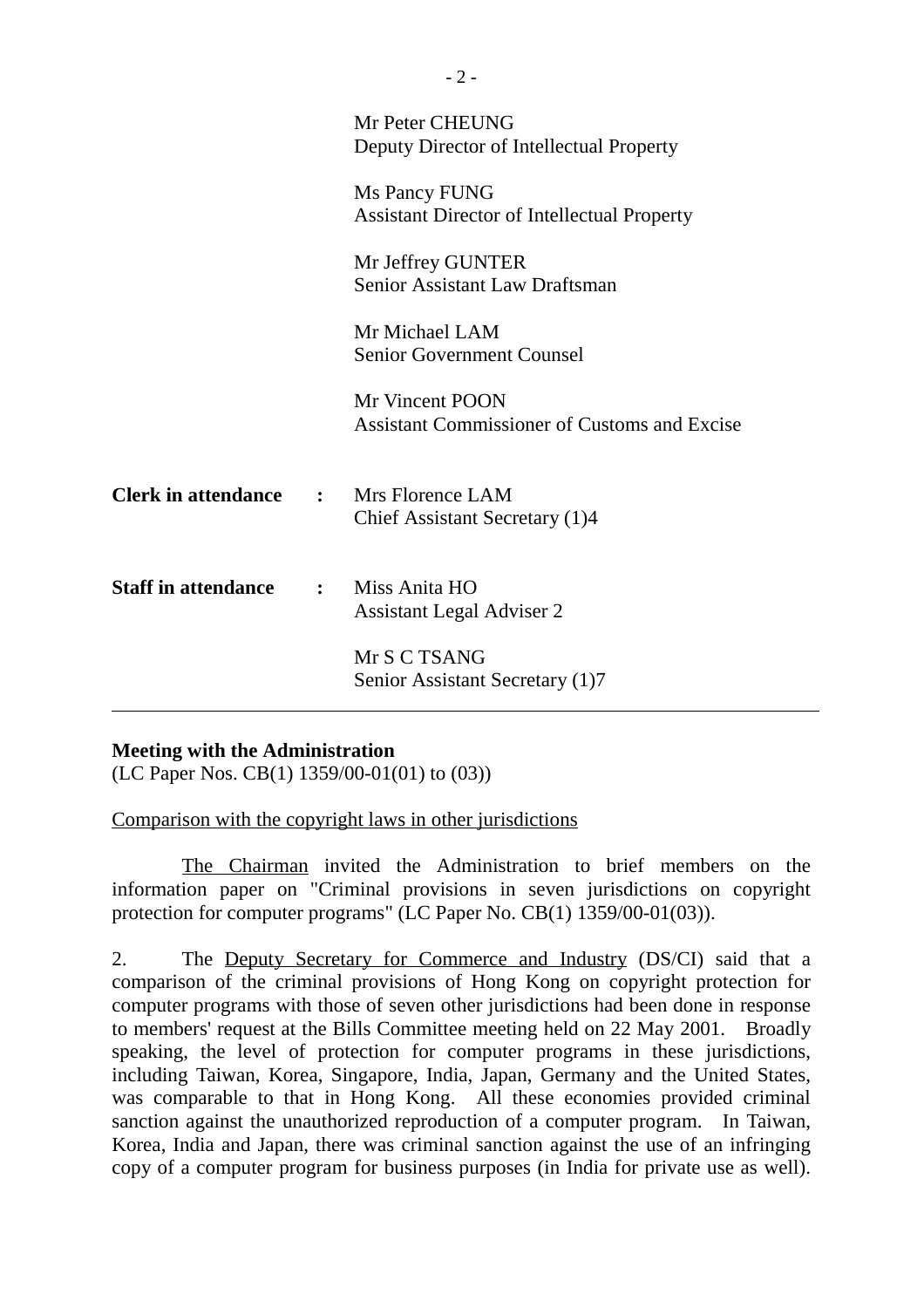Mr Peter CHEUNG
Deputy Director of Intellectual Property

Ms Pancy FUNG
Assistant Director of Intellectual Property

Mr Jeffrey GUNTER
Senior Assistant Law Draftsman

Mr Michael LAM
Senior Government Counsel

Mr Vincent POON
Assistant Commissioner of Customs and Excise

**Clerk in attendance :** Mrs Florence LAM
Chief Assistant Secretary (1)4

**Staff in attendance :** Miss Anita HO
Assistant Legal Adviser 2

Mr S C TSANG
Senior Assistant Secretary (1)7

---

**Meeting with the Administration**
(LC Paper Nos. CB(1) 1359/00-01(01) to (03))

Comparison with the copyright laws in other jurisdictions

The Chairman invited the Administration to brief members on the information paper on "Criminal provisions in seven jurisdictions on copyright protection for computer programs" (LC Paper No. CB(1) 1359/00-01(03)).

2. The Deputy Secretary for Commerce and Industry (DS/CI) said that a comparison of the criminal provisions of Hong Kong on copyright protection for computer programs with those of seven other jurisdictions had been done in response to members' request at the Bills Committee meeting held on 22 May 2001. Broadly speaking, the level of protection for computer programs in these jurisdictions, including Taiwan, Korea, Singapore, India, Japan, Germany and the United States, was comparable to that in Hong Kong. All these economies provided criminal sanction against the unauthorized reproduction of a computer program. In Taiwan, Korea, India and Japan, there was criminal sanction against the use of an infringing copy of a computer program for business purposes (in India for private use as well).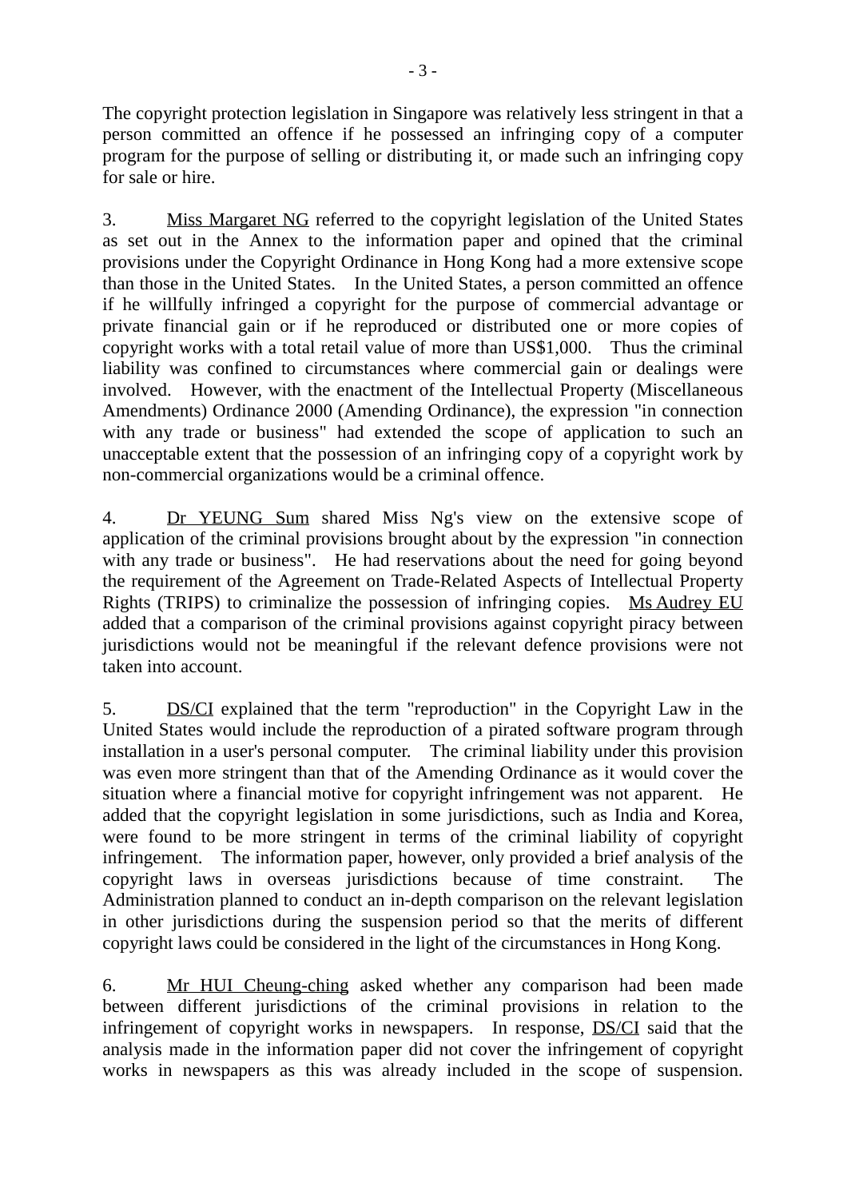The copyright protection legislation in Singapore was relatively less stringent in that a person committed an offence if he possessed an infringing copy of a computer program for the purpose of selling or distributing it, or made such an infringing copy for sale or hire.

3. Miss Margaret NG referred to the copyright legislation of the United States as set out in the Annex to the information paper and opined that the criminal provisions under the Copyright Ordinance in Hong Kong had a more extensive scope than those in the United States. In the United States, a person committed an offence if he willfully infringed a copyright for the purpose of commercial advantage or private financial gain or if he reproduced or distributed one or more copies of copyright works with a total retail value of more than US$1,000. Thus the criminal liability was confined to circumstances where commercial gain or dealings were involved. However, with the enactment of the Intellectual Property (Miscellaneous Amendments) Ordinance 2000 (Amending Ordinance), the expression "in connection with any trade or business" had extended the scope of application to such an unacceptable extent that the possession of an infringing copy of a copyright work by non-commercial organizations would be a criminal offence.

4. Dr YEUNG Sum shared Miss Ng's view on the extensive scope of application of the criminal provisions brought about by the expression "in connection with any trade or business". He had reservations about the need for going beyond the requirement of the Agreement on Trade-Related Aspects of Intellectual Property Rights (TRIPS) to criminalize the possession of infringing copies. Ms Audrey EU added that a comparison of the criminal provisions against copyright piracy between jurisdictions would not be meaningful if the relevant defence provisions were not taken into account.

5. DS/CI explained that the term "reproduction" in the Copyright Law in the United States would include the reproduction of a pirated software program through installation in a user's personal computer. The criminal liability under this provision was even more stringent than that of the Amending Ordinance as it would cover the situation where a financial motive for copyright infringement was not apparent. He added that the copyright legislation in some jurisdictions, such as India and Korea, were found to be more stringent in terms of the criminal liability of copyright infringement. The information paper, however, only provided a brief analysis of the copyright laws in overseas jurisdictions because of time constraint. The Administration planned to conduct an in-depth comparison on the relevant legislation in other jurisdictions during the suspension period so that the merits of different copyright laws could be considered in the light of the circumstances in Hong Kong.

6. Mr HUI Cheung-ching asked whether any comparison had been made between different jurisdictions of the criminal provisions in relation to the infringement of copyright works in newspapers. In response, DS/CI said that the analysis made in the information paper did not cover the infringement of copyright works in newspapers as this was already included in the scope of suspension.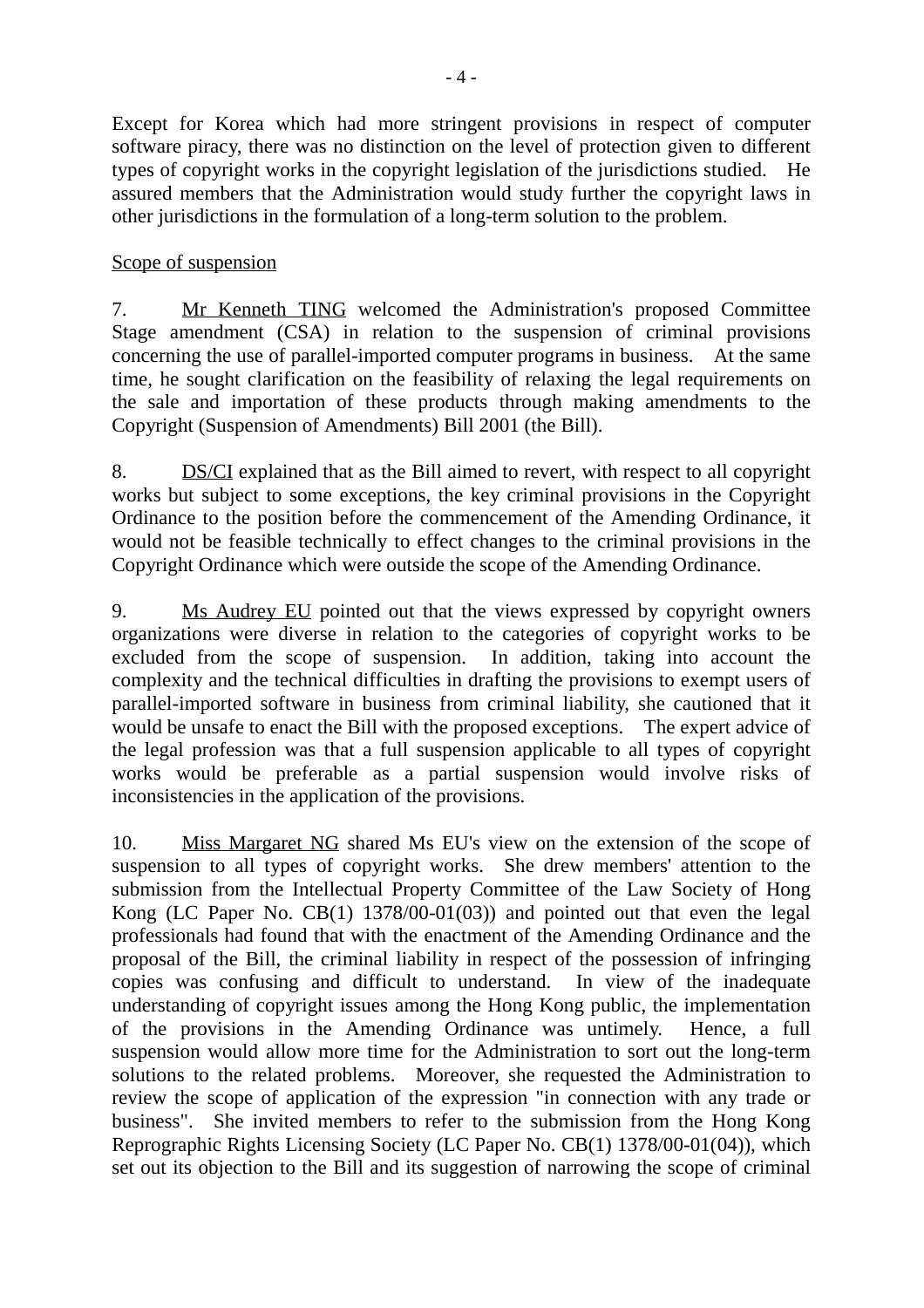Except for Korea which had more stringent provisions in respect of computer software piracy, there was no distinction on the level of protection given to different types of copyright works in the copyright legislation of the jurisdictions studied. He assured members that the Administration would study further the copyright laws in other jurisdictions in the formulation of a long-term solution to the problem.

Scope of suspension

7. Mr Kenneth TING welcomed the Administration's proposed Committee Stage amendment (CSA) in relation to the suspension of criminal provisions concerning the use of parallel-imported computer programs in business. At the same time, he sought clarification on the feasibility of relaxing the legal requirements on the sale and importation of these products through making amendments to the Copyright (Suspension of Amendments) Bill 2001 (the Bill).

8. DS/CI explained that as the Bill aimed to revert, with respect to all copyright works but subject to some exceptions, the key criminal provisions in the Copyright Ordinance to the position before the commencement of the Amending Ordinance, it would not be feasible technically to effect changes to the criminal provisions in the Copyright Ordinance which were outside the scope of the Amending Ordinance.

9. Ms Audrey EU pointed out that the views expressed by copyright owners organizations were diverse in relation to the categories of copyright works to be excluded from the scope of suspension. In addition, taking into account the complexity and the technical difficulties in drafting the provisions to exempt users of parallel-imported software in business from criminal liability, she cautioned that it would be unsafe to enact the Bill with the proposed exceptions. The expert advice of the legal profession was that a full suspension applicable to all types of copyright works would be preferable as a partial suspension would involve risks of inconsistencies in the application of the provisions.

10. Miss Margaret NG shared Ms EU's view on the extension of the scope of suspension to all types of copyright works. She drew members' attention to the submission from the Intellectual Property Committee of the Law Society of Hong Kong (LC Paper No. CB(1) 1378/00-01(03)) and pointed out that even the legal professionals had found that with the enactment of the Amending Ordinance and the proposal of the Bill, the criminal liability in respect of the possession of infringing copies was confusing and difficult to understand. In view of the inadequate understanding of copyright issues among the Hong Kong public, the implementation of the provisions in the Amending Ordinance was untimely. Hence, a full suspension would allow more time for the Administration to sort out the long-term solutions to the related problems. Moreover, she requested the Administration to review the scope of application of the expression "in connection with any trade or business". She invited members to refer to the submission from the Hong Kong Reprographic Rights Licensing Society (LC Paper No. CB(1) 1378/00-01(04)), which set out its objection to the Bill and its suggestion of narrowing the scope of criminal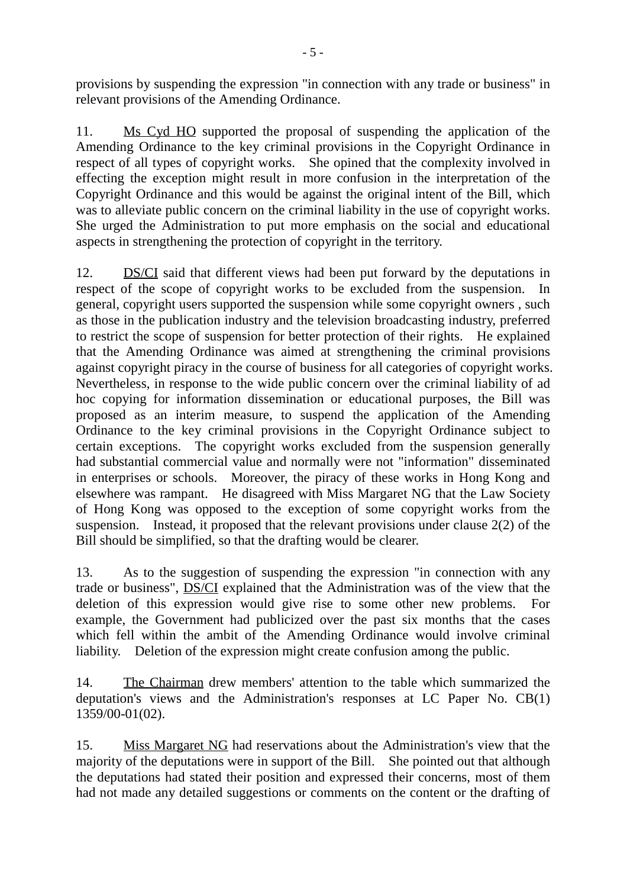provisions by suspending the expression "in connection with any trade or business" in relevant provisions of the Amending Ordinance.

11. Ms Cyd HO supported the proposal of suspending the application of the Amending Ordinance to the key criminal provisions in the Copyright Ordinance in respect of all types of copyright works. She opined that the complexity involved in effecting the exception might result in more confusion in the interpretation of the Copyright Ordinance and this would be against the original intent of the Bill, which was to alleviate public concern on the criminal liability in the use of copyright works. She urged the Administration to put more emphasis on the social and educational aspects in strengthening the protection of copyright in the territory.

12. DS/CI said that different views had been put forward by the deputations in respect of the scope of copyright works to be excluded from the suspension. In general, copyright users supported the suspension while some copyright owners , such as those in the publication industry and the television broadcasting industry, preferred to restrict the scope of suspension for better protection of their rights. He explained that the Amending Ordinance was aimed at strengthening the criminal provisions against copyright piracy in the course of business for all categories of copyright works. Nevertheless, in response to the wide public concern over the criminal liability of ad hoc copying for information dissemination or educational purposes, the Bill was proposed as an interim measure, to suspend the application of the Amending Ordinance to the key criminal provisions in the Copyright Ordinance subject to certain exceptions. The copyright works excluded from the suspension generally had substantial commercial value and normally were not "information" disseminated in enterprises or schools. Moreover, the piracy of these works in Hong Kong and elsewhere was rampant. He disagreed with Miss Margaret NG that the Law Society of Hong Kong was opposed to the exception of some copyright works from the suspension. Instead, it proposed that the relevant provisions under clause 2(2) of the Bill should be simplified, so that the drafting would be clearer.

13. As to the suggestion of suspending the expression "in connection with any trade or business", DS/CI explained that the Administration was of the view that the deletion of this expression would give rise to some other new problems. For example, the Government had publicized over the past six months that the cases which fell within the ambit of the Amending Ordinance would involve criminal liability. Deletion of the expression might create confusion among the public.

14. The Chairman drew members' attention to the table which summarized the deputation's views and the Administration's responses at LC Paper No. CB(1) 1359/00-01(02).

15. Miss Margaret NG had reservations about the Administration's view that the majority of the deputations were in support of the Bill. She pointed out that although the deputations had stated their position and expressed their concerns, most of them had not made any detailed suggestions or comments on the content or the drafting of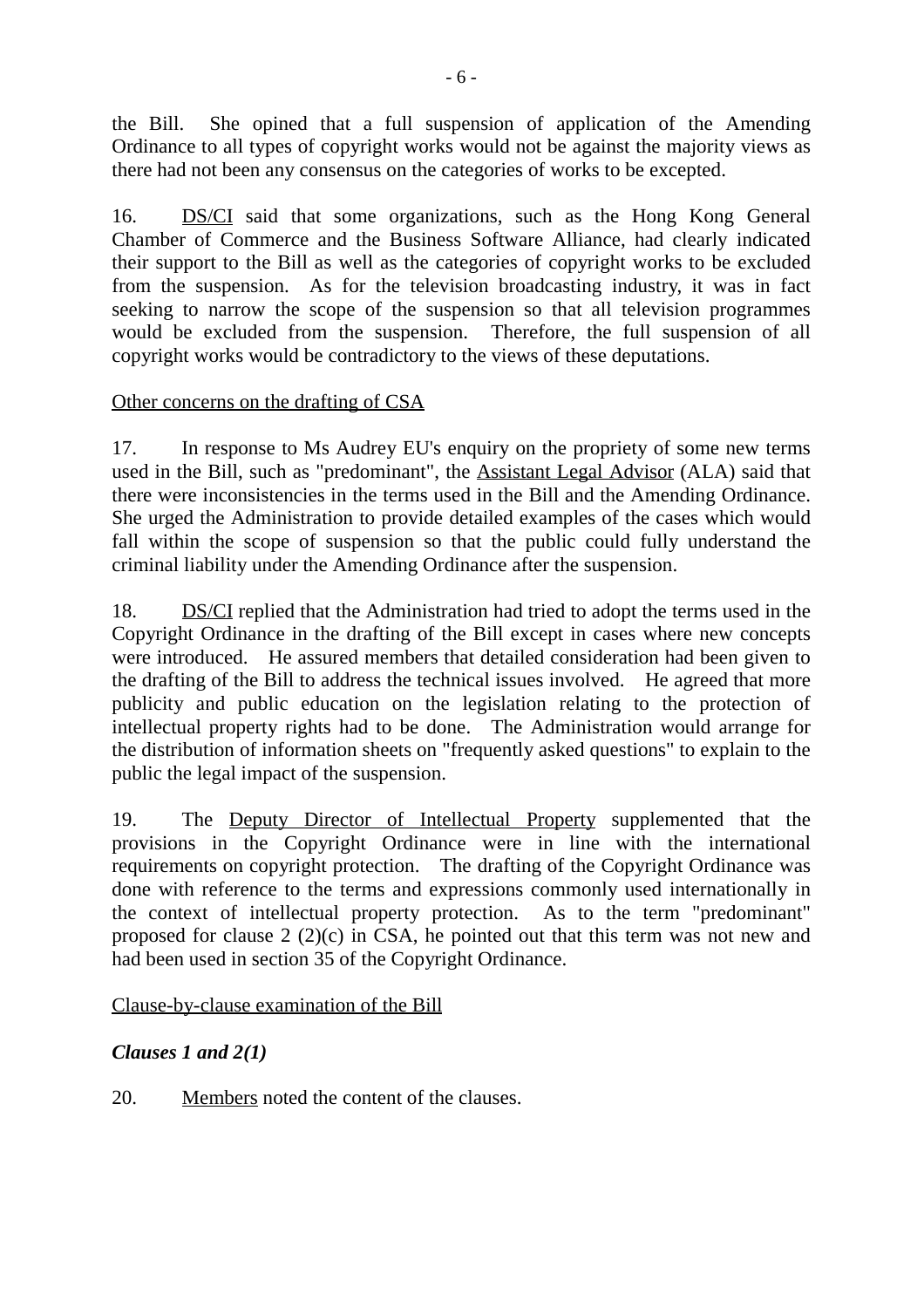the Bill. She opined that a full suspension of application of the Amending Ordinance to all types of copyright works would not be against the majority views as there had not been any consensus on the categories of works to be excepted.

16. DS/CI said that some organizations, such as the Hong Kong General Chamber of Commerce and the Business Software Alliance, had clearly indicated their support to the Bill as well as the categories of copyright works to be excluded from the suspension. As for the television broadcasting industry, it was in fact seeking to narrow the scope of the suspension so that all television programmes would be excluded from the suspension. Therefore, the full suspension of all copyright works would be contradictory to the views of these deputations.

Other concerns on the drafting of CSA

17. In response to Ms Audrey EU's enquiry on the propriety of some new terms used in the Bill, such as "predominant", the Assistant Legal Advisor (ALA) said that there were inconsistencies in the terms used in the Bill and the Amending Ordinance. She urged the Administration to provide detailed examples of the cases which would fall within the scope of suspension so that the public could fully understand the criminal liability under the Amending Ordinance after the suspension.

18. DS/CI replied that the Administration had tried to adopt the terms used in the Copyright Ordinance in the drafting of the Bill except in cases where new concepts were introduced. He assured members that detailed consideration had been given to the drafting of the Bill to address the technical issues involved. He agreed that more publicity and public education on the legislation relating to the protection of intellectual property rights had to be done. The Administration would arrange for the distribution of information sheets on "frequently asked questions" to explain to the public the legal impact of the suspension.

19. The Deputy Director of Intellectual Property supplemented that the provisions in the Copyright Ordinance were in line with the international requirements on copyright protection. The drafting of the Copyright Ordinance was done with reference to the terms and expressions commonly used internationally in the context of intellectual property protection. As to the term "predominant" proposed for clause 2 (2)(c) in CSA, he pointed out that this term was not new and had been used in section 35 of the Copyright Ordinance.

Clause-by-clause examination of the Bill

***Clauses 1 and 2(1)***

20. Members noted the content of the clauses.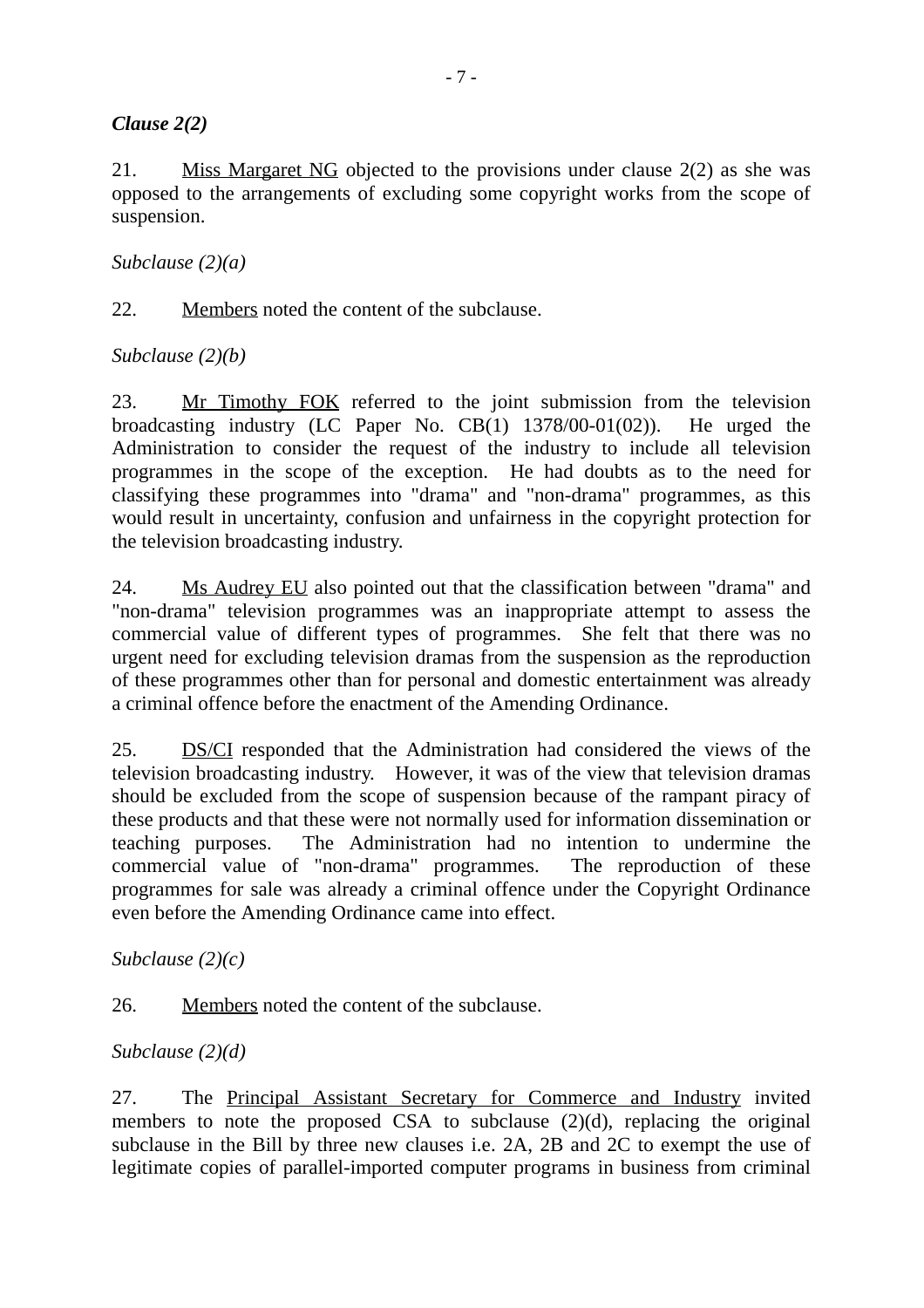***Clause 2(2)***

21. Miss Margaret NG objected to the provisions under clause 2(2) as she was opposed to the arrangements of excluding some copyright works from the scope of suspension.

*Subclause (2)(a)*

22. Members noted the content of the subclause.

*Subclause (2)(b)*

23. Mr Timothy FOK referred to the joint submission from the television broadcasting industry (LC Paper No. CB(1) 1378/00-01(02)). He urged the Administration to consider the request of the industry to include all television programmes in the scope of the exception. He had doubts as to the need for classifying these programmes into "drama" and "non-drama" programmes, as this would result in uncertainty, confusion and unfairness in the copyright protection for the television broadcasting industry.

24. Ms Audrey EU also pointed out that the classification between "drama" and "non-drama" television programmes was an inappropriate attempt to assess the commercial value of different types of programmes. She felt that there was no urgent need for excluding television dramas from the suspension as the reproduction of these programmes other than for personal and domestic entertainment was already a criminal offence before the enactment of the Amending Ordinance.

25. DS/CI responded that the Administration had considered the views of the television broadcasting industry. However, it was of the view that television dramas should be excluded from the scope of suspension because of the rampant piracy of these products and that these were not normally used for information dissemination or teaching purposes. The Administration had no intention to undermine the commercial value of "non-drama" programmes. The reproduction of these programmes for sale was already a criminal offence under the Copyright Ordinance even before the Amending Ordinance came into effect.

*Subclause (2)(c)*

26. Members noted the content of the subclause.

*Subclause (2)(d)*

27. The Principal Assistant Secretary for Commerce and Industry invited members to note the proposed CSA to subclause (2)(d), replacing the original subclause in the Bill by three new clauses i.e. 2A, 2B and 2C to exempt the use of legitimate copies of parallel-imported computer programs in business from criminal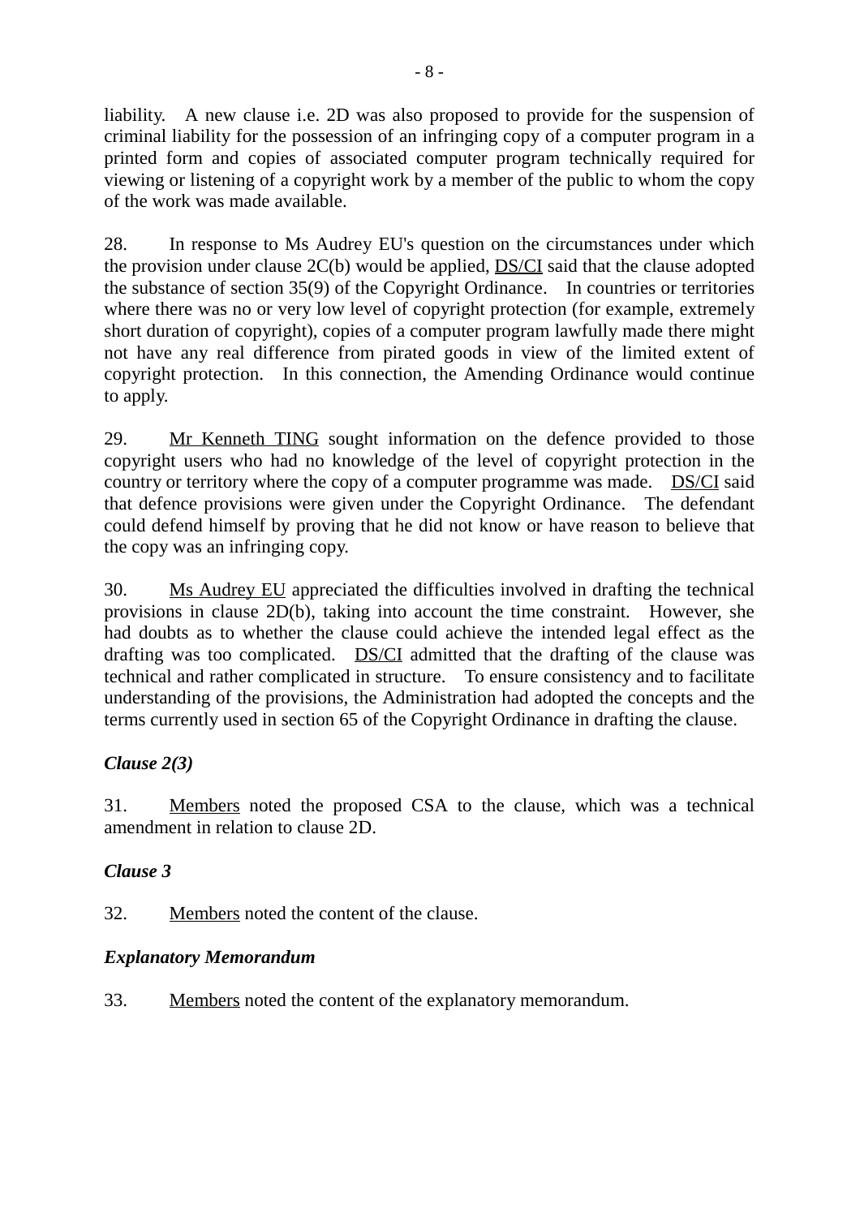liability. A new clause i.e. 2D was also proposed to provide for the suspension of criminal liability for the possession of an infringing copy of a computer program in a printed form and copies of associated computer program technically required for viewing or listening of a copyright work by a member of the public to whom the copy of the work was made available.

28. In response to Ms Audrey EU's question on the circumstances under which the provision under clause 2C(b) would be applied, DS/CI said that the clause adopted the substance of section 35(9) of the Copyright Ordinance. In countries or territories where there was no or very low level of copyright protection (for example, extremely short duration of copyright), copies of a computer program lawfully made there might not have any real difference from pirated goods in view of the limited extent of copyright protection. In this connection, the Amending Ordinance would continue to apply.

29. Mr Kenneth TING sought information on the defence provided to those copyright users who had no knowledge of the level of copyright protection in the country or territory where the copy of a computer programme was made. DS/CI said that defence provisions were given under the Copyright Ordinance. The defendant could defend himself by proving that he did not know or have reason to believe that the copy was an infringing copy.

30. Ms Audrey EU appreciated the difficulties involved in drafting the technical provisions in clause 2D(b), taking into account the time constraint. However, she had doubts as to whether the clause could achieve the intended legal effect as the drafting was too complicated. DS/CI admitted that the drafting of the clause was technical and rather complicated in structure. To ensure consistency and to facilitate understanding of the provisions, the Administration had adopted the concepts and the terms currently used in section 65 of the Copyright Ordinance in drafting the clause.

***Clause 2(3)***

31. Members noted the proposed CSA to the clause, which was a technical amendment in relation to clause 2D.

***Clause 3***

32. Members noted the content of the clause.

***Explanatory Memorandum***

33. Members noted the content of the explanatory memorandum.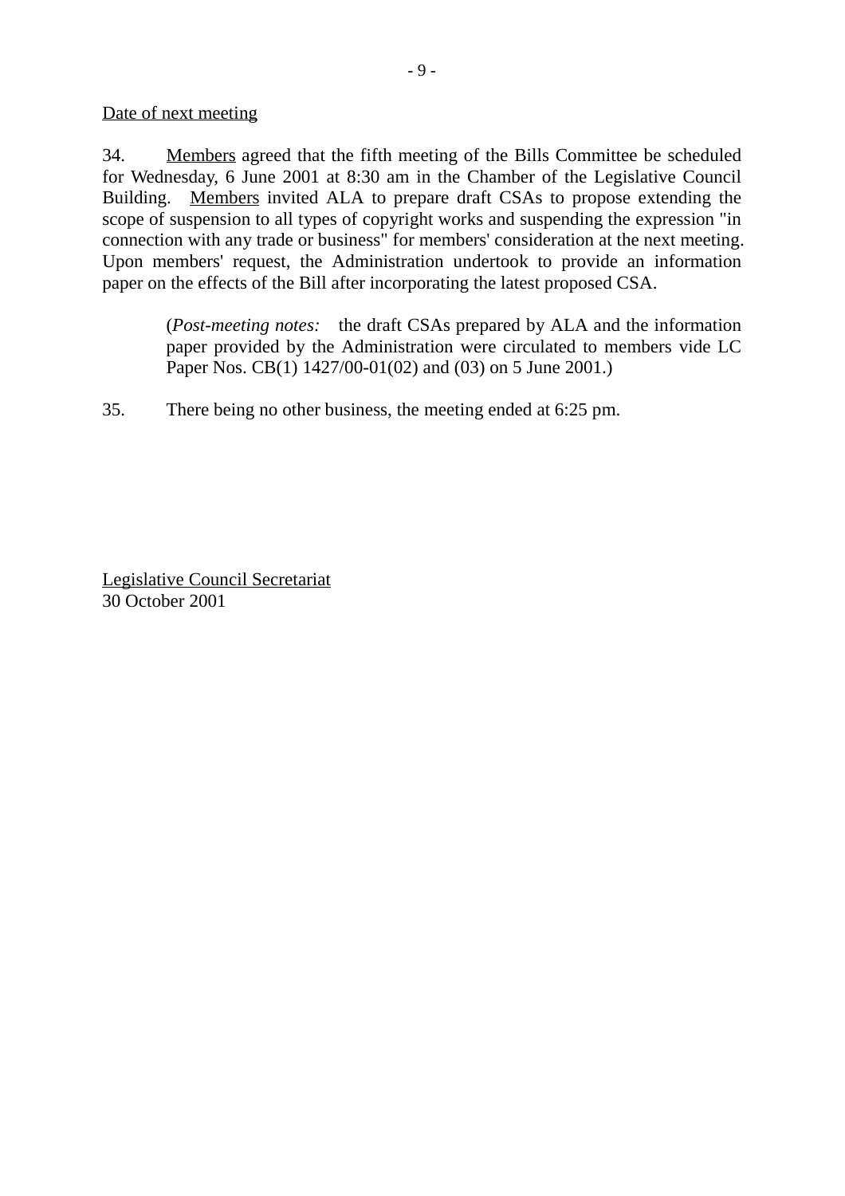Date of next meeting

34. Members agreed that the fifth meeting of the Bills Committee be scheduled for Wednesday, 6 June 2001 at 8:30 am in the Chamber of the Legislative Council Building. Members invited ALA to prepare draft CSAs to propose extending the scope of suspension to all types of copyright works and suspending the expression "in connection with any trade or business" for members' consideration at the next meeting. Upon members' request, the Administration undertook to provide an information paper on the effects of the Bill after incorporating the latest proposed CSA.

> (*Post-meeting notes:* the draft CSAs prepared by ALA and the information paper provided by the Administration were circulated to members vide LC Paper Nos. CB(1) 1427/00-01(02) and (03) on 5 June 2001.)

35. There being no other business, the meeting ended at 6:25 pm.

Legislative Council Secretariat
30 October 2001